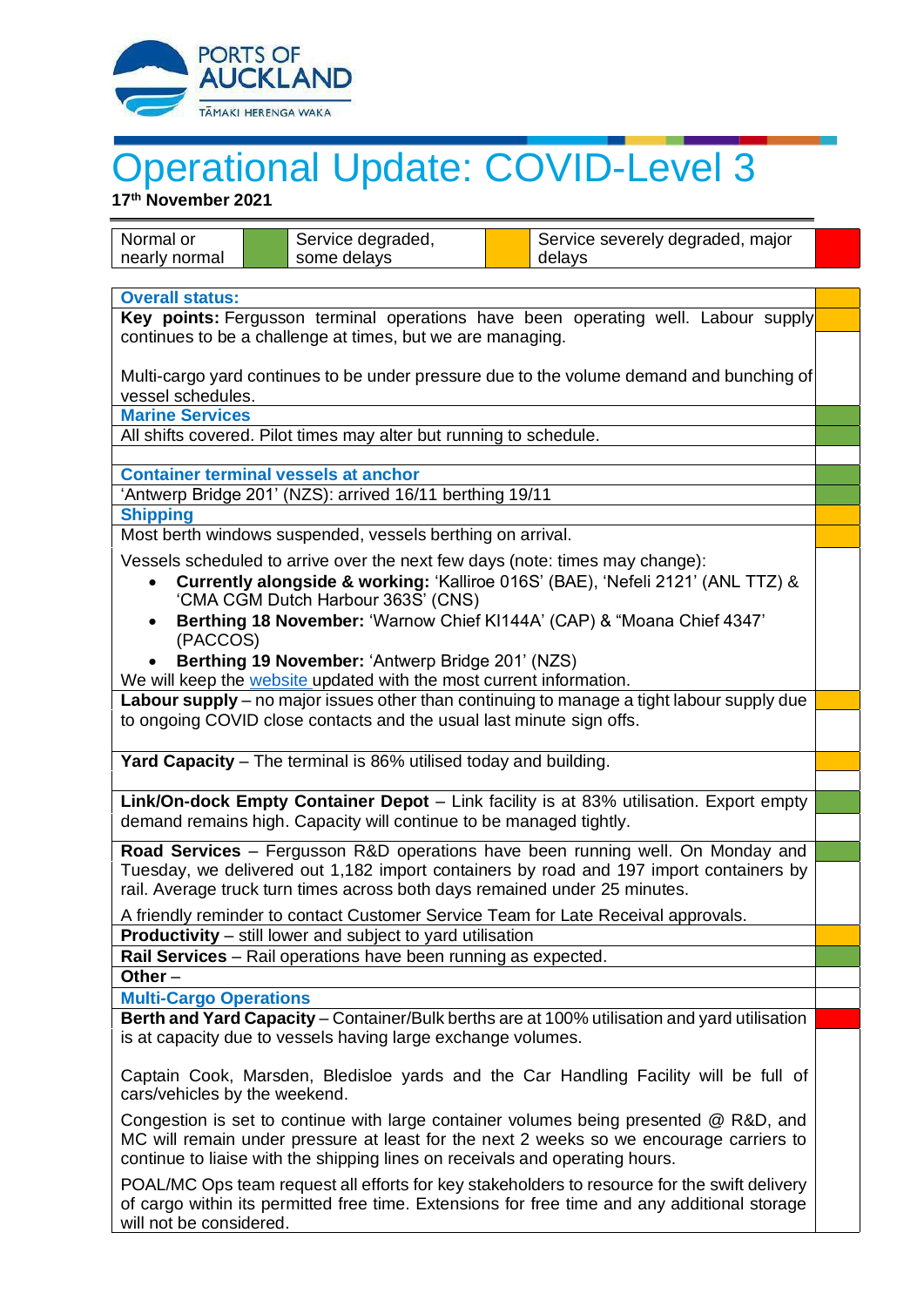# Operational Update: COVID-Level 3

**17th November 2021**

| Normal or nearly normal | Green | Service degraded, some delays | Amber | Service severely degraded, major delays | Red |
|---|---|---|---|---|---|

| Item | Status |
|---|---|
| **Overall status:** | Amber |
| **Key points:** Fergusson terminal operations have been operating well. Labour supply continues to be a challenge at times, but we are managing.<br><br>Multi-cargo yard continues to be under pressure due to the volume demand and bunching of vessel schedules. | Amber |
| **Marine Services** | Green |
| All shifts covered. Pilot times may alter but running to schedule. | Green |
| **Container terminal vessels at anchor** | Green |
| 'Antwerp Bridge 201' (NZS): arrived 16/11 berthing 19/11 | Green |
| **Shipping** | Amber |
| Most berth windows suspended, vessels berthing on arrival. | Amber |
| Vessels scheduled to arrive over the next few days (note: times may change):<br>• **Currently alongside & working:** 'Kalliroe 016S' (BAE), 'Nefeli 2121' (ANL TTZ) & 'CMA CGM Dutch Harbour 363S' (CNS)<br>• **Berthing 18 November:** 'Warnow Chief KI144A' (CAP) & "Moana Chief 4347' (PACCOS)<br>• **Berthing 19 November:** 'Antwerp Bridge 201' (NZS)<br>We will keep the website updated with the most current information. | |
| **Labour supply** – no major issues other than continuing to manage a tight labour supply due to ongoing COVID close contacts and the usual last minute sign offs. | Amber |
| **Yard Capacity** – The terminal is 86% utilised today and building. | Amber |
| **Link/On-dock Empty Container Depot** – Link facility is at 83% utilisation. Export empty demand remains high. Capacity will continue to be managed tightly. | Green |
| **Road Services** – Fergusson R&D operations have been running well. On Monday and Tuesday, we delivered out 1,182 import containers by road and 197 import containers by rail. Average truck turn times across both days remained under 25 minutes.<br><br>A friendly reminder to contact Customer Service Team for Late Receival approvals. | Green |
| **Productivity** – still lower and subject to yard utilisation | Amber |
| **Rail Services** – Rail operations have been running as expected. | Green |
| **Other** – | |
| **Multi-Cargo Operations** | |
| **Berth and Yard Capacity** – Container/Bulk berths are at 100% utilisation and yard utilisation is at capacity due to vessels having large exchange volumes.<br><br>Captain Cook, Marsden, Bledisloe yards and the Car Handling Facility will be full of cars/vehicles by the weekend.<br><br>Congestion is set to continue with large container volumes being presented @ R&D, and MC will remain under pressure at least for the next 2 weeks so we encourage carriers to continue to liaise with the shipping lines on receivals and operating hours.<br><br>POAL/MC Ops team request all efforts for key stakeholders to resource for the swift delivery of cargo within its permitted free time. Extensions for free time and any additional storage will not be considered. | Red |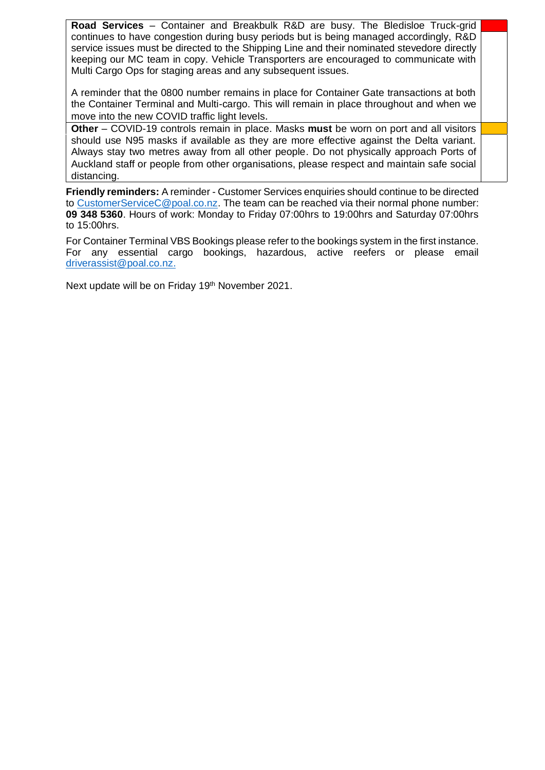| | |
|---|---|
| **Road Services** – Container and Breakbulk R&D are busy. The Bledisloe Truck-grid continues to have congestion during busy periods but is being managed accordingly, R&D service issues must be directed to the Shipping Line and their nominated stevedore directly keeping our MC team in copy. Vehicle Transporters are encouraged to communicate with Multi Cargo Ops for staging areas and any subsequent issues.<br><br>A reminder that the 0800 number remains in place for Container Gate transactions at both the Container Terminal and Multi-cargo. This will remain in place throughout and when we move into the new COVID traffic light levels. | |
| **Other** – COVID-19 controls remain in place. Masks **must** be worn on port and all visitors should use N95 masks if available as they are more effective against the Delta variant. Always stay two metres away from all other people. Do not physically approach Ports of Auckland staff or people from other organisations, please respect and maintain safe social distancing. | |

**Friendly reminders:** A reminder - Customer Services enquiries should continue to be directed to CustomerServiceC@poal.co.nz. The team can be reached via their normal phone number: **09 348 5360**. Hours of work: Monday to Friday 07:00hrs to 19:00hrs and Saturday 07:00hrs to 15:00hrs.

For Container Terminal VBS Bookings please refer to the bookings system in the first instance. For any essential cargo bookings, hazardous, active reefers or please email driverassist@poal.co.nz.

Next update will be on Friday 19th November 2021.